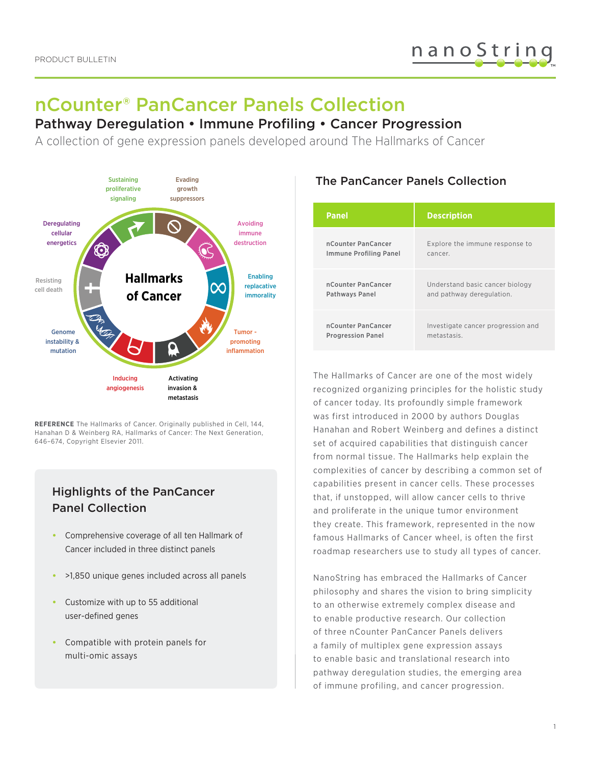PRODUCT BULLETIN

# nCounter® PanCancer Panels Collection

## Pathway Deregulation • Immune Profiling • Cancer Progression

A collection of gene expression panels developed around The Hallmarks of Cancer

Sustaining proliferative signaling
Evading growth suppressors
Avoiding immune destruction
Enabling replacative immorality
Tumor - promoting inflammation
Activating invasion & metastasis
Inducing angiogenesis
Genome instability & mutation
Resisting cell death
Deregulating cellular energetics

Hallmarks of Cancer

**REFERENCE** The Hallmarks of Cancer. Originally published in Cell, 144, Hanahan D & Weinberg RA, Hallmarks of Cancer: The Next Generation, 646–674, Copyright Elsevier 2011.

### Highlights of the PanCancer Panel Collection

- Comprehensive coverage of all ten Hallmark of Cancer included in three distinct panels
- >1,850 unique genes included across all panels
- Customize with up to 55 additional user-defined genes
- Compatible with protein panels for multi-omic assays

### The PanCancer Panels Collection

| Panel | Description |
| --- | --- |
| nCounter PanCancer Immune Profiling Panel | Explore the immune response to cancer. |
| nCounter PanCancer Pathways Panel | Understand basic cancer biology and pathway deregulation. |
| nCounter PanCancer Progression Panel | Investigate cancer progression and metastasis. |

The Hallmarks of Cancer are one of the most widely recognized organizing principles for the holistic study of cancer today. Its profoundly simple framework was first introduced in 2000 by authors Douglas Hanahan and Robert Weinberg and defines a distinct set of acquired capabilities that distinguish cancer from normal tissue. The Hallmarks help explain the complexities of cancer by describing a common set of capabilities present in cancer cells. These processes that, if unstopped, will allow cancer cells to thrive and proliferate in the unique tumor environment they create. This framework, represented in the now famous Hallmarks of Cancer wheel, is often the first roadmap researchers use to study all types of cancer.

NanoString has embraced the Hallmarks of Cancer philosophy and shares the vision to bring simplicity to an otherwise extremely complex disease and to enable productive research. Our collection of three nCounter PanCancer Panels delivers a family of multiplex gene expression assays to enable basic and translational research into pathway deregulation studies, the emerging area of immune profiling, and cancer progression.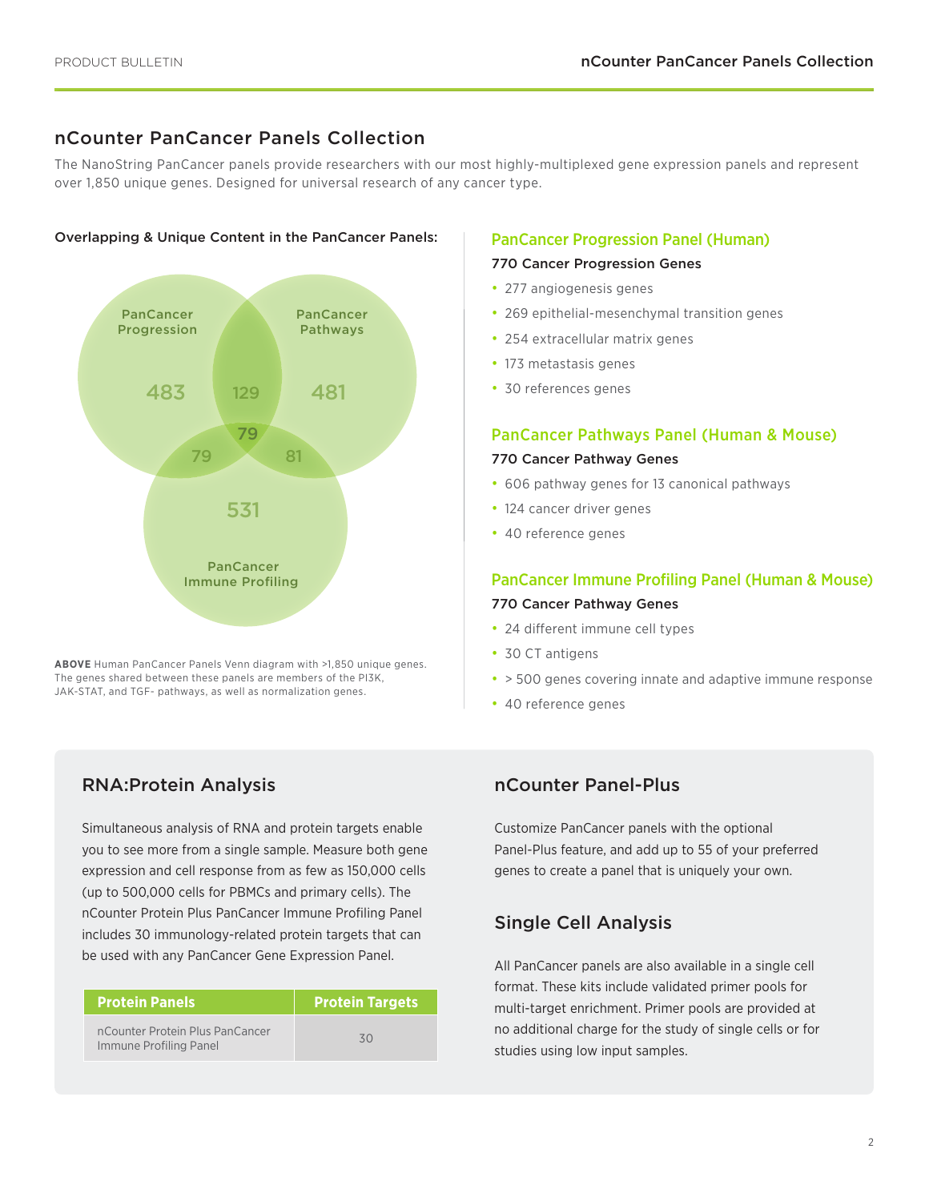# nCounter PanCancer Panels Collection

The NanoString PanCancer panels provide researchers with our most highly-multiplexed gene expression panels and represent over 1,850 unique genes. Designed for universal research of any cancer type.

**Overlapping & Unique Content in the PanCancer Panels:**

PanCancer Progression

PanCancer Pathways

483

129

481

79

79

81

531

PanCancer Immune Profiling

**ABOVE** Human PanCancer Panels Venn diagram with >1,850 unique genes. The genes shared between these panels are members of the PI3K, JAK-STAT, and TGF- pathways, as well as normalization genes.

## PanCancer Progression Panel (Human)

**770 Cancer Progression Genes**

- 277 angiogenesis genes
- 269 epithelial-mesenchymal transition genes
- 254 extracellular matrix genes
- 173 metastasis genes
- 30 references genes

## PanCancer Pathways Panel (Human & Mouse)

**770 Cancer Pathway Genes**

- 606 pathway genes for 13 canonical pathways
- 124 cancer driver genes
- 40 reference genes

## PanCancer Immune Profiling Panel (Human & Mouse)

**770 Cancer Pathway Genes**

- 24 different immune cell types
- 30 CT antigens
- > 500 genes covering innate and adaptive immune response
- 40 reference genes

## RNA:Protein Analysis

Simultaneous analysis of RNA and protein targets enable you to see more from a single sample. Measure both gene expression and cell response from as few as 150,000 cells (up to 500,000 cells for PBMCs and primary cells). The nCounter Protein Plus PanCancer Immune Profiling Panel includes 30 immunology-related protein targets that can be used with any PanCancer Gene Expression Panel.

| Protein Panels | Protein Targets |
|---|---|
| nCounter Protein Plus PanCancer Immune Profiling Panel | 30 |

## nCounter Panel-Plus

Customize PanCancer panels with the optional Panel-Plus feature, and add up to 55 of your preferred genes to create a panel that is uniquely your own.

## Single Cell Analysis

All PanCancer panels are also available in a single cell format. These kits include validated primer pools for multi-target enrichment. Primer pools are provided at no additional charge for the study of single cells or for studies using low input samples.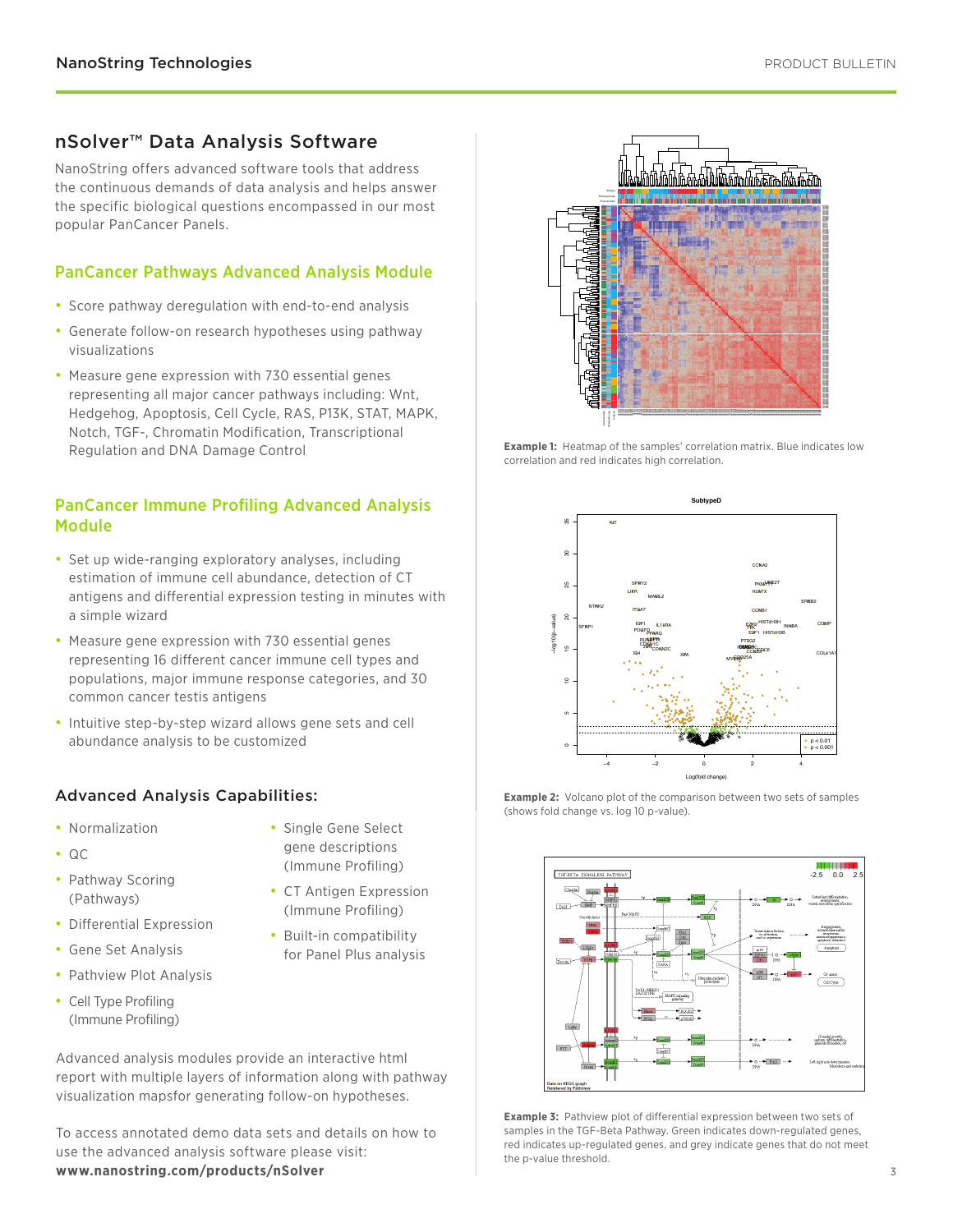## nSolver™ Data Analysis Software

NanoString offers advanced software tools that address the continuous demands of data analysis and helps answer the specific biological questions encompassed in our most popular PanCancer Panels.

### PanCancer Pathways Advanced Analysis Module

- Score pathway deregulation with end-to-end analysis
- Generate follow-on research hypotheses using pathway visualizations
- Measure gene expression with 730 essential genes representing all major cancer pathways including: Wnt, Hedgehog, Apoptosis, Cell Cycle, RAS, P13K, STAT, MAPK, Notch, TGF-, Chromatin Modification, Transcriptional Regulation and DNA Damage Control

### PanCancer Immune Profiling Advanced Analysis Module

- Set up wide-ranging exploratory analyses, including estimation of immune cell abundance, detection of CT antigens and differential expression testing in minutes with a simple wizard
- Measure gene expression with 730 essential genes representing 16 different cancer immune cell types and populations, major immune response categories, and 30 common cancer testis antigens
- Intuitive step-by-step wizard allows gene sets and cell abundance analysis to be customized

### Advanced Analysis Capabilities:

- Normalization
- QC
- Pathway Scoring (Pathways)
- Differential Expression
- Gene Set Analysis
- Pathview Plot Analysis
- Cell Type Profiling (Immune Profiling)
- Single Gene Select gene descriptions (Immune Profiling)
- CT Antigen Expression (Immune Profiling)
- Built-in compatibility for Panel Plus analysis

Advanced analysis modules provide an interactive html report with multiple layers of information along with pathway visualization mapsfor generating follow-on hypotheses.

To access annotated demo data sets and details on how to use the advanced analysis software please visit:
**www.nanostring.com/products/nSolver**

**Example 1:** Heatmap of the samples' correlation matrix. Blue indicates low correlation and red indicates high correlation.

**Example 2:** Volcano plot of the comparison between two sets of samples (shows fold change vs. log 10 p-value).

**Example 3:** Pathview plot of differential expression between two sets of samples in the TGF-Beta Pathway. Green indicates down-regulated genes, red indicates up-regulated genes, and grey indicate genes that do not meet the p-value threshold.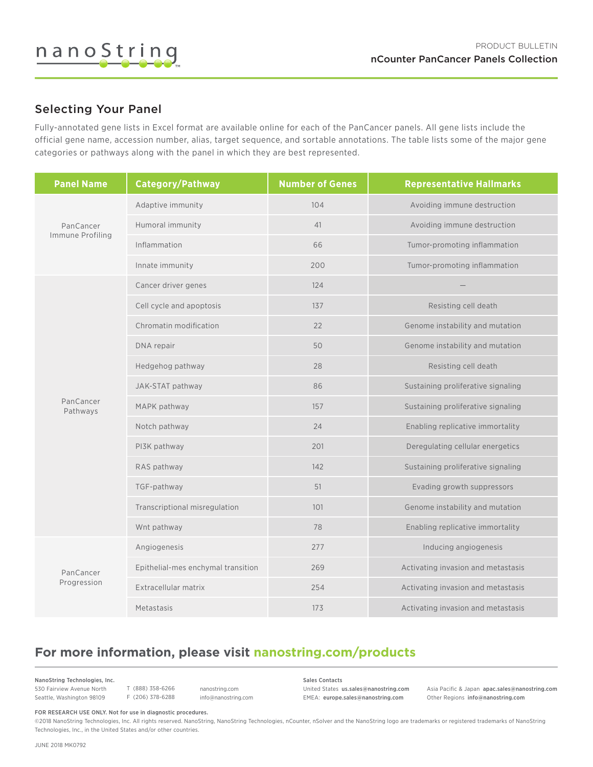## Selecting Your Panel

Fully-annotated gene lists in Excel format are available online for each of the PanCancer panels. All gene lists include the official gene name, accession number, alias, target sequence, and sortable annotations. The table lists some of the major gene categories or pathways along with the panel in which they are best represented.

| Panel Name | Category/Pathway | Number of Genes | Representative Hallmarks |
|---|---|---|---|
| PanCancer Immune Profiling | Adaptive immunity | 104 | Avoiding immune destruction |
| | Humoral immunity | 41 | Avoiding immune destruction |
| | Inflammation | 66 | Tumor-promoting inflammation |
| | Innate immunity | 200 | Tumor-promoting inflammation |
| PanCancer Pathways | Cancer driver genes | 124 | — |
| | Cell cycle and apoptosis | 137 | Resisting cell death |
| | Chromatin modification | 22 | Genome instability and mutation |
| | DNA repair | 50 | Genome instability and mutation |
| | Hedgehog pathway | 28 | Resisting cell death |
| | JAK-STAT pathway | 86 | Sustaining proliferative signaling |
| | MAPK pathway | 157 | Sustaining proliferative signaling |
| | Notch pathway | 24 | Enabling replicative immortality |
| | PI3K pathway | 201 | Deregulating cellular energetics |
| | RAS pathway | 142 | Sustaining proliferative signaling |
| | TGF-pathway | 51 | Evading growth suppressors |
| | Transcriptional misregulation | 101 | Genome instability and mutation |
| | Wnt pathway | 78 | Enabling replicative immortality |
| PanCancer Progression | Angiogenesis | 277 | Inducing angiogenesis |
| | Epithelial-mes enchymal transition | 269 | Activating invasion and metastasis |
| | Extracellular matrix | 254 | Activating invasion and metastasis |
| | Metastasis | 173 | Activating invasion and metastasis |

## For more information, please visit nanostring.com/products

**NanoString Technologies, Inc.**
530 Fairview Avenue North
Seattle, Washington 98109

T (888) 358-6266
F (206) 378-6288

nanostring.com
info@nanostring.com

**Sales Contacts**
United States **us.sales@nanostring.com**
EMEA: **europe.sales@nanostring.com**
Asia Pacific & Japan **apac.sales@nanostring.com**
Other Regions **info@nanostring.com**

**FOR RESEARCH USE ONLY. Not for use in diagnostic procedures.**

©2018 NanoString Technologies, Inc. All rights reserved. NanoString, NanoString Technologies, nCounter, nSolver and the NanoString logo are trademarks or registered trademarks of NanoString Technologies, Inc., in the United States and/or other countries.

JUNE 2018 MK0792